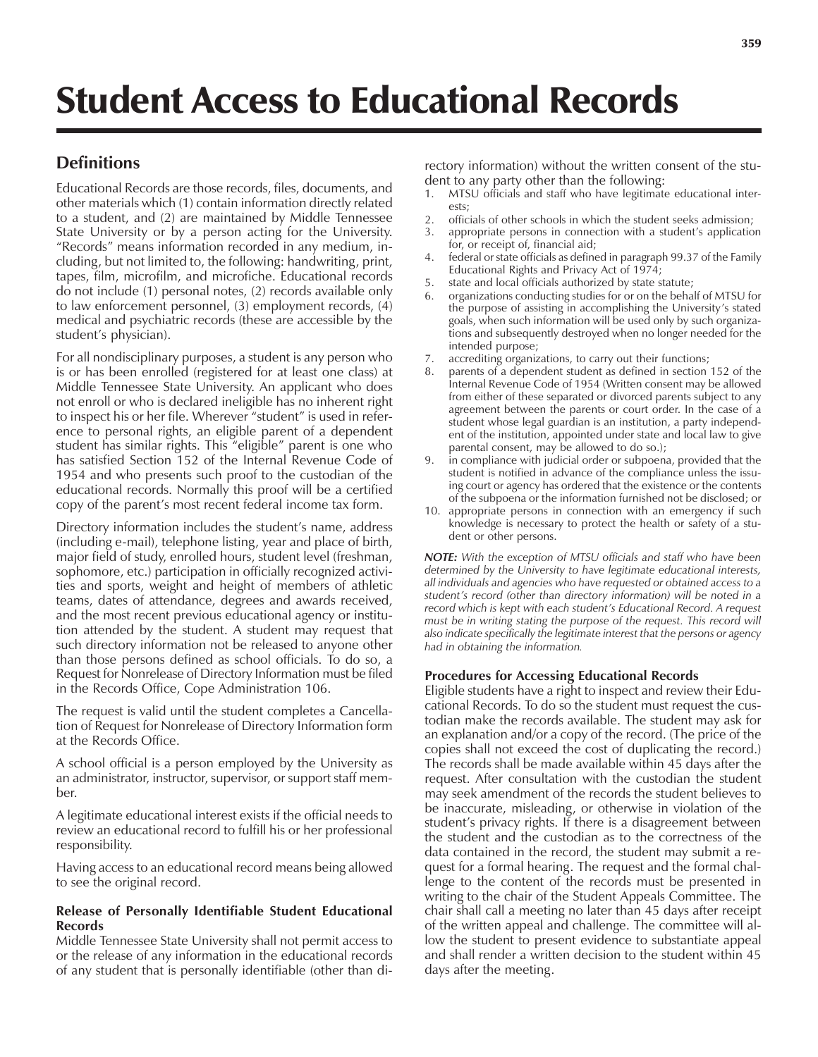# Student Access to Educational Records

## Definitions

Educational Records are those records, files, documents, and other materials which (1) contain information directly related to a student, and (2) are maintained by Middle Tennessee State University or by a person acting for the University. "Records" means information recorded in any medium, including, but not limited to, the following: handwriting, print, tapes, film, microfilm, and microfiche. Educational records do not include (1) personal notes, (2) records available only to law enforcement personnel, (3) employment records, (4) medical and psychiatric records (these are accessible by the student's physician).

For all nondisciplinary purposes, a student is any person who is or has been enrolled (registered for at least one class) at Middle Tennessee State University. An applicant who does not enroll or who is declared ineligible has no inherent right to inspect his or her file. Wherever "student" is used in reference to personal rights, an eligible parent of a dependent student has similar rights. This "eligible" parent is one who has satisfied Section 152 of the Internal Revenue Code of 1954 and who presents such proof to the custodian of the educational records. Normally this proof will be a certified copy of the parent's most recent federal income tax form.

Directory information includes the student's name, address (including e-mail), telephone listing, year and place of birth, major field of study, enrolled hours, student level (freshman, sophomore, etc.) participation in officially recognized activities and sports, weight and height of members of athletic teams, dates of attendance, degrees and awards received, and the most recent previous educational agency or institution attended by the student. A student may request that such directory information not be released to anyone other than those persons defined as school officials. To do so, a Request for Nonrelease of Directory Information must be filed in the Records Office, Cope Administration 106.

The request is valid until the student completes a Cancellation of Request for Nonrelease of Directory Information form at the Records Office.

A school official is a person employed by the University as an administrator, instructor, supervisor, or support staff member.

A legitimate educational interest exists if the official needs to review an educational record to fulfill his or her professional responsibility.

Having access to an educational record means being allowed to see the original record.

### Release of Personally Identifiable Student Educational Records

Middle Tennessee State University shall not permit access to or the release of any information in the educational records of any student that is personally identifiable (other than directory information) without the written consent of the student to any party other than the following:

1. MTSU officials and staff who have legitimate educational interests;
2. officials of other schools in which the student seeks admission;
3. appropriate persons in connection with a student's application for, or receipt of, financial aid;
4. federal or state officials as defined in paragraph 99.37 of the Family Educational Rights and Privacy Act of 1974;
5. state and local officials authorized by state statute;
6. organizations conducting studies for or on the behalf of MTSU for the purpose of assisting in accomplishing the University's stated goals, when such information will be used only by such organizations and subsequently destroyed when no longer needed for the intended purpose;
7. accrediting organizations, to carry out their functions;
8. parents of a dependent student as defined in section 152 of the Internal Revenue Code of 1954 (Written consent may be allowed from either of these separated or divorced parents subject to any agreement between the parents or court order. In the case of a student whose legal guardian is an institution, a party independent of the institution, appointed under state and local law to give parental consent, may be allowed to do so.);
9. in compliance with judicial order or subpoena, provided that the student is notified in advance of the compliance unless the issuing court or agency has ordered that the existence or the contents of the subpoena or the information furnished not be disclosed; or
10. appropriate persons in connection with an emergency if such knowledge is necessary to protect the health or safety of a student or other persons.

***NOTE:*** *With the exception of MTSU officials and staff who have been determined by the University to have legitimate educational interests, all individuals and agencies who have requested or obtained access to a student's record (other than directory information) will be noted in a record which is kept with each student's Educational Record. A request must be in writing stating the purpose of the request. This record will also indicate specifically the legitimate interest that the persons or agency had in obtaining the information.*

### Procedures for Accessing Educational Records

Eligible students have a right to inspect and review their Educational Records. To do so the student must request the custodian make the records available. The student may ask for an explanation and/or a copy of the record. (The price of the copies shall not exceed the cost of duplicating the record.) The records shall be made available within 45 days after the request. After consultation with the custodian the student may seek amendment of the records the student believes to be inaccurate, misleading, or otherwise in violation of the student's privacy rights. If there is a disagreement between the student and the custodian as to the correctness of the data contained in the record, the student may submit a request for a formal hearing. The request and the formal challenge to the content of the records must be presented in writing to the chair of the Student Appeals Committee. The chair shall call a meeting no later than 45 days after receipt of the written appeal and challenge. The committee will allow the student to present evidence to substantiate appeal and shall render a written decision to the student within 45 days after the meeting.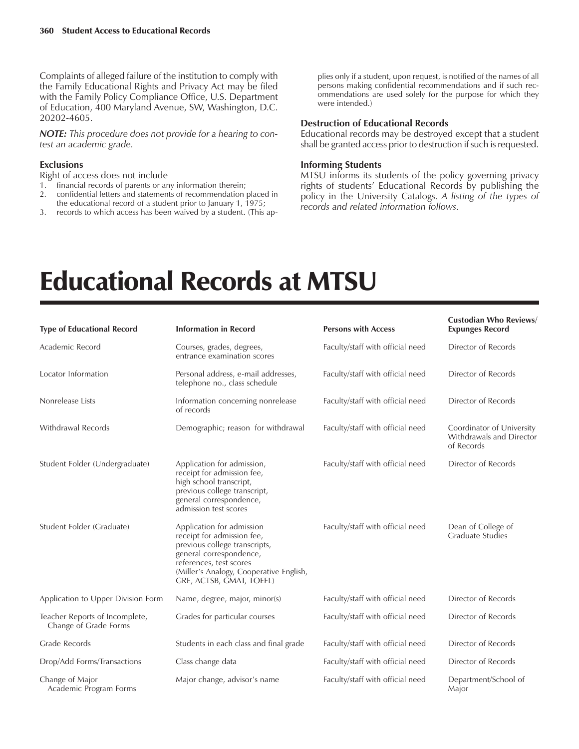Complaints of alleged failure of the institution to comply with the Family Educational Rights and Privacy Act may be filed with the Family Policy Compliance Office, U.S. Department of Education, 400 Maryland Avenue, SW, Washington, D.C. 20202-4605.

***NOTE:*** *This procedure does not provide for a hearing to contest an academic grade.*

### Exclusions

Right of access does not include

1. financial records of parents or any information therein;
2. confidential letters and statements of recommendation placed in the educational record of a student prior to January 1, 1975;
3. records to which access has been waived by a student. (This applies only if a student, upon request, is notified of the names of all persons making confidential recommendations and if such recommendations are used solely for the purpose for which they were intended.)

### Destruction of Educational Records

Educational records may be destroyed except that a student shall be granted access prior to destruction if such is requested.

### Informing Students

MTSU informs its students of the policy governing privacy rights of students' Educational Records by publishing the policy in the University Catalogs. *A listing of the types of records and related information follows.*

# Educational Records at MTSU

| Type of Educational Record | Information in Record | Persons with Access | Custodian Who Reviews/ Expunges Record |
|---|---|---|---|
| Academic Record | Courses, grades, degrees, entrance examination scores | Faculty/staff with official need | Director of Records |
| Locator Information | Personal address, e-mail addresses, telephone no., class schedule | Faculty/staff with official need | Director of Records |
| Nonrelease Lists | Information concerning nonrelease of records | Faculty/staff with official need | Director of Records |
| Withdrawal Records | Demographic; reason for withdrawal | Faculty/staff with official need | Coordinator of University Withdrawals and Director of Records |
| Student Folder (Undergraduate) | Application for admission, receipt for admission fee, high school transcript, previous college transcript, general correspondence, admission test scores | Faculty/staff with official need | Director of Records |
| Student Folder (Graduate) | Application for admission receipt for admission fee, previous college transcripts, general correspondence, references, test scores (Miller's Analogy, Cooperative English, GRE, ACTSB, GMAT, TOEFL) | Faculty/staff with official need | Dean of College of Graduate Studies |
| Application to Upper Division Form | Name, degree, major, minor(s) | Faculty/staff with official need | Director of Records |
| Teacher Reports of Incomplete, Change of Grade Forms | Grades for particular courses | Faculty/staff with official need | Director of Records |
| Grade Records | Students in each class and final grade | Faculty/staff with official need | Director of Records |
| Drop/Add Forms/Transactions | Class change data | Faculty/staff with official need | Director of Records |
| Change of Major Academic Program Forms | Major change, advisor's name | Faculty/staff with official need | Department/School of Major |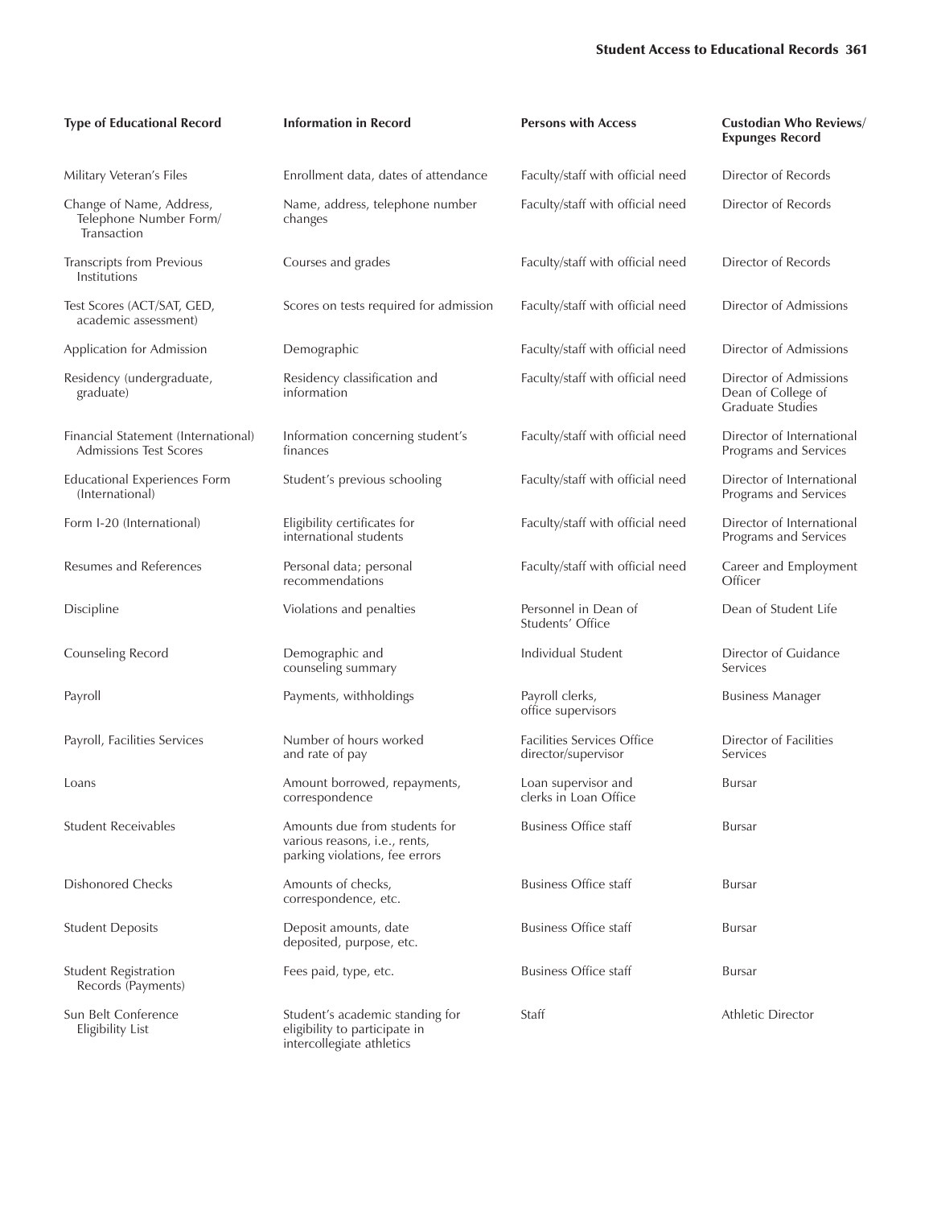| Type of Educational Record | Information in Record | Persons with Access | Custodian Who Reviews/ Expunges Record |
| --- | --- | --- | --- |
| Military Veteran's Files | Enrollment data, dates of attendance | Faculty/staff with official need | Director of Records |
| Change of Name, Address, Telephone Number Form/ Transaction | Name, address, telephone number changes | Faculty/staff with official need | Director of Records |
| Transcripts from Previous Institutions | Courses and grades | Faculty/staff with official need | Director of Records |
| Test Scores (ACT/SAT, GED, academic assessment) | Scores on tests required for admission | Faculty/staff with official need | Director of Admissions |
| Application for Admission | Demographic | Faculty/staff with official need | Director of Admissions |
| Residency (undergraduate, graduate) | Residency classification and information | Faculty/staff with official need | Director of Admissions Dean of College of Graduate Studies |
| Financial Statement (International) Admissions Test Scores | Information concerning student's finances | Faculty/staff with official need | Director of International Programs and Services |
| Educational Experiences Form (International) | Student's previous schooling | Faculty/staff with official need | Director of International Programs and Services |
| Form I-20 (International) | Eligibility certificates for international students | Faculty/staff with official need | Director of International Programs and Services |
| Resumes and References | Personal data; personal recommendations | Faculty/staff with official need | Career and Employment Officer |
| Discipline | Violations and penalties | Personnel in Dean of Students' Office | Dean of Student Life |
| Counseling Record | Demographic and counseling summary | Individual Student | Director of Guidance Services |
| Payroll | Payments, withholdings | Payroll clerks, office supervisors | Business Manager |
| Payroll, Facilities Services | Number of hours worked and rate of pay | Facilities Services Office director/supervisor | Director of Facilities Services |
| Loans | Amount borrowed, repayments, correspondence | Loan supervisor and clerks in Loan Office | Bursar |
| Student Receivables | Amounts due from students for various reasons, i.e., rents, parking violations, fee errors | Business Office staff | Bursar |
| Dishonored Checks | Amounts of checks, correspondence, etc. | Business Office staff | Bursar |
| Student Deposits | Deposit amounts, date deposited, purpose, etc. | Business Office staff | Bursar |
| Student Registration Records (Payments) | Fees paid, type, etc. | Business Office staff | Bursar |
| Sun Belt Conference Eligibility List | Student's academic standing for eligibility to participate in intercollegiate athletics | Staff | Athletic Director |